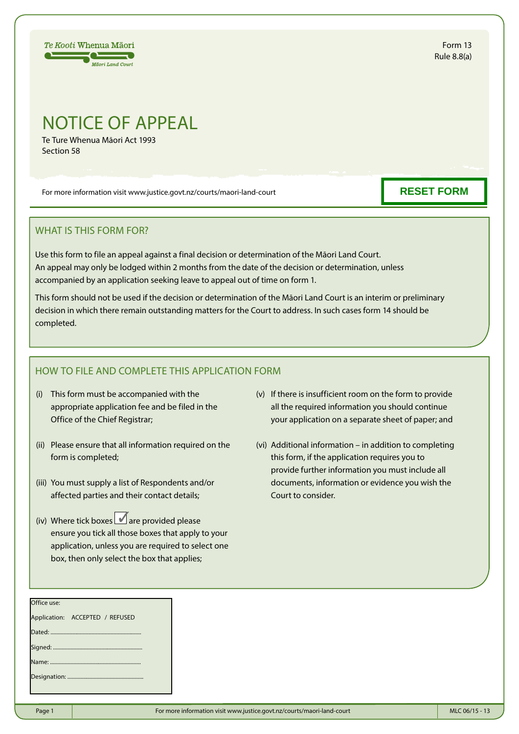Te Kooti Whenua Māori

Māori Land Court

Form 13
Rule 8.8(a)

# NOTICE OF APPEAL

Te Ture Whenua Māori Act 1993
Section 58

For more information visit www.justice.govt.nz/courts/maori-land-court

RESET FORM

## WHAT IS THIS FORM FOR?

Use this form to file an appeal against a final decision or determination of the Māori Land Court.
An appeal may only be lodged within 2 months from the date of the decision or determination, unless accompanied by an application seeking leave to appeal out of time on form 1.

This form should not be used if the decision or determination of the Māori Land Court is an interim or preliminary decision in which there remain outstanding matters for the Court to address. In such cases form 14 should be completed.

## HOW TO FILE AND COMPLETE THIS APPLICATION FORM

(i) This form must be accompanied with the appropriate application fee and be filed in the Office of the Chief Registrar;

(ii) Please ensure that all information required on the form is completed;

(iii) You must supply a list of Respondents and/or affected parties and their contact details;

(iv) Where tick boxes ☑ are provided please ensure you tick all those boxes that apply to your application, unless you are required to select one box, then only select the box that applies;

(v) If there is insufficient room on the form to provide all the required information you should continue your application on a separate sheet of paper; and

(vi) Additional information – in addition to completing this form, if the application requires you to provide further information you must include all documents, information or evidence you wish the Court to consider.

Office use:

Application: ACCEPTED / REFUSED

Dated: ...............................................................

Signed: .............................................................

Name: ...............................................................

Designation: ......................................................

MLC 06/15 - 13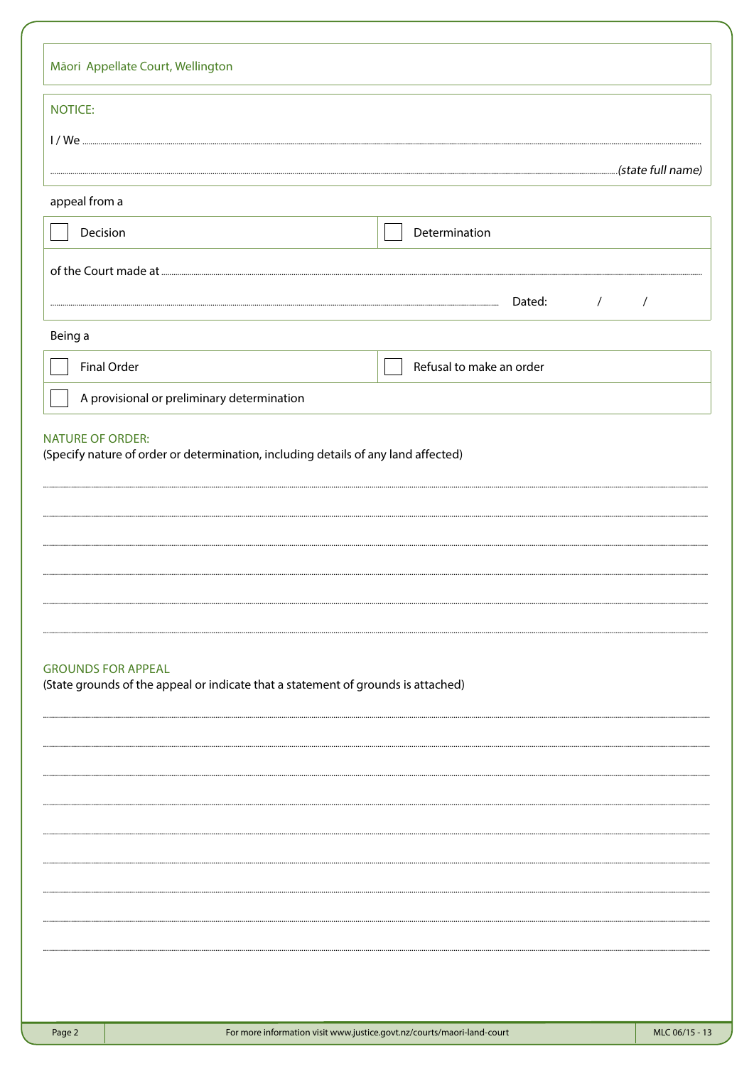Māori Appellate Court, Wellington

NOTICE:

I / We ..............................................................................................................................................................................

..............................................................................................................................................................................*(state full name)*

appeal from a

| ☐ Decision | ☐ Determination |
|---|---|

of the Court made at ..............................................................................................................................................................................

.............................................................................................................................................................. Dated: / /

Being a

| ☐ Final Order | ☐ Refusal to make an order |
|---|---|
| ☐ A provisional or preliminary determination | |

NATURE OF ORDER:

(Specify nature of order or determination, including details of any land affected)

..............................................................................................................................................................................

..............................................................................................................................................................................

..............................................................................................................................................................................

..............................................................................................................................................................................

..............................................................................................................................................................................

..............................................................................................................................................................................

GROUNDS FOR APPEAL

(State grounds of the appeal or indicate that a statement of grounds is attached)

..............................................................................................................................................................................

..............................................................................................................................................................................

..............................................................................................................................................................................

..............................................................................................................................................................................

..............................................................................................................................................................................

..............................................................................................................................................................................

..............................................................................................................................................................................

..............................................................................................................................................................................

..............................................................................................................................................................................

For more information visit www.justice.govt.nz/courts/maori-land-court

MLC 06/15 - 13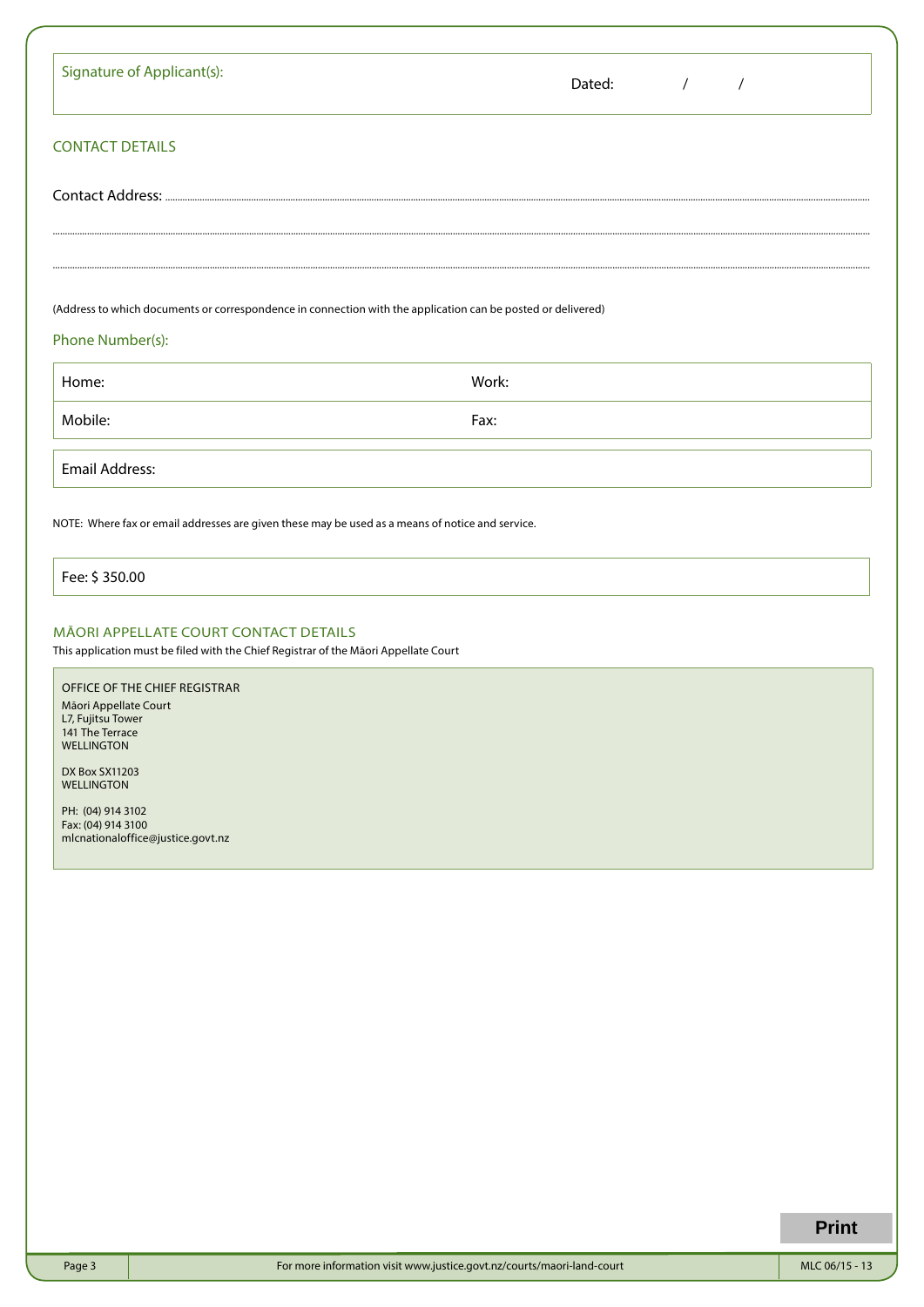| | |
|---|---|
| Signature of Applicant(s): | Dated: / / |

## CONTACT DETAILS

Contact Address: ..........................................................................................................................................................

..........................................................................................................................................................

..........................................................................................................................................................

(Address to which documents or correspondence in connection with the application can be posted or delivered)

### Phone Number(s):

| | |
|---|---|
| Home: | Work: |
| Mobile: | Fax: |

Email Address:

NOTE: Where fax or email addresses are given these may be used as a means of notice and service.

Fee: $ 350.00

## MĀORI APPELLATE COURT CONTACT DETAILS

This application must be filed with the Chief Registrar of the Māori Appellate Court

OFFICE OF THE CHIEF REGISTRAR
Māori Appellate Court
L7, Fujitsu Tower
141 The Terrace
WELLINGTON

DX Box SX11203
WELLINGTON

PH: (04) 914 3102
Fax: (04) 914 3100
mlcnationaloffice@justice.govt.nz

Print

For more information visit www.justice.govt.nz/courts/maori-land-court

MLC 06/15 - 13